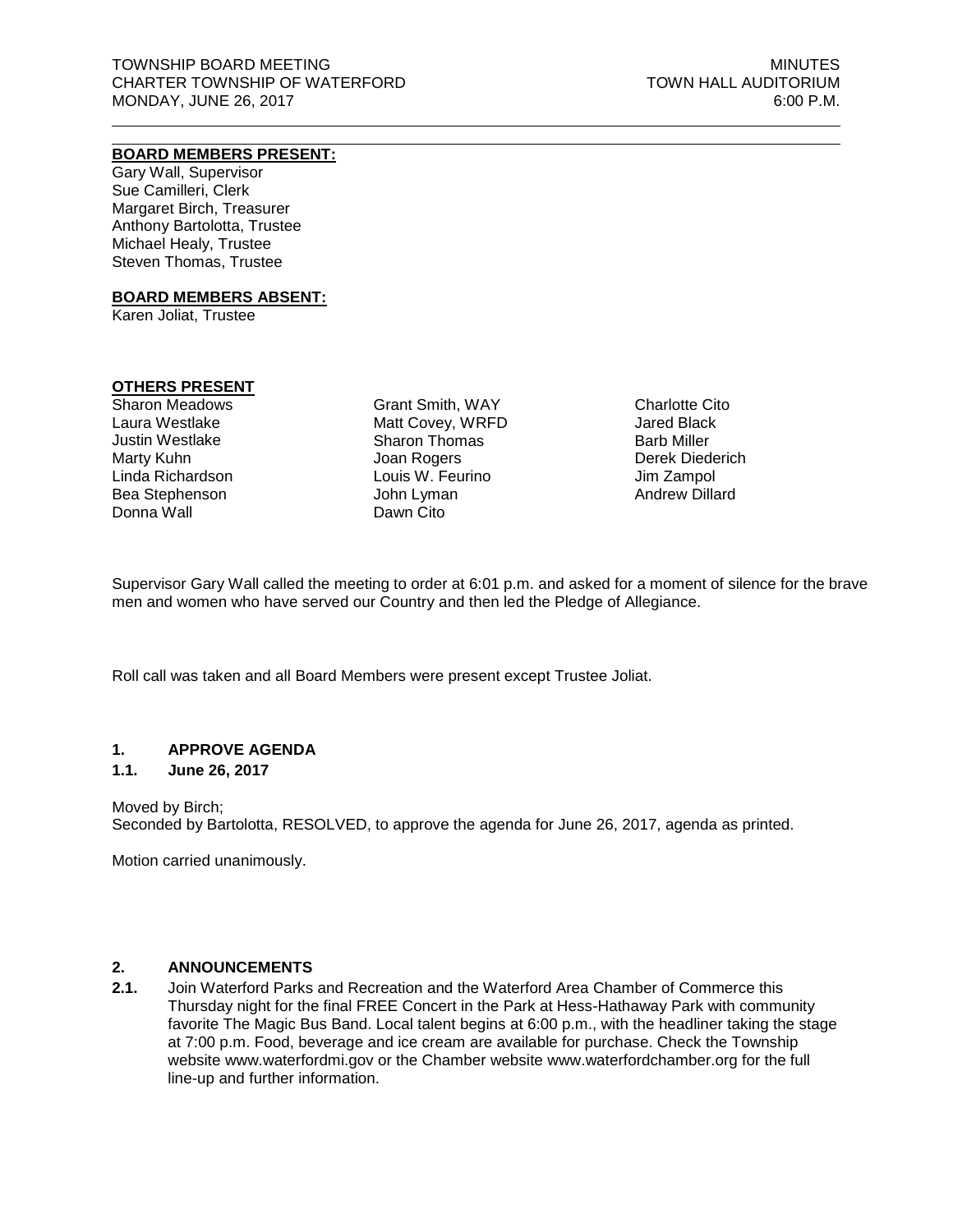TOWNSHIP BOARD MEETING
CHARTER TOWNSHIP OF WATERFORD
MONDAY, JUNE 26, 2017

MINUTES
TOWN HALL AUDITORIUM
6:00 P.M.

---

**BOARD MEMBERS PRESENT:**

Gary Wall, Supervisor
Sue Camilleri, Clerk
Margaret Birch, Treasurer
Anthony Bartolotta, Trustee
Michael Healy, Trustee
Steven Thomas, Trustee

**BOARD MEMBERS ABSENT:**

Karen Joliat, Trustee

**OTHERS PRESENT**

Sharon Meadows
Laura Westlake
Justin Westlake
Marty Kuhn
Linda Richardson
Bea Stephenson
Donna Wall
Grant Smith, WAY
Matt Covey, WRFD
Sharon Thomas
Joan Rogers
Louis W. Feurino
John Lyman
Dawn Cito
Charlotte Cito
Jared Black
Barb Miller
Derek Diederich
Jim Zampol
Andrew Dillard

Supervisor Gary Wall called the meeting to order at 6:01 p.m. and asked for a moment of silence for the brave men and women who have served our Country and then led the Pledge of Allegiance.

Roll call was taken and all Board Members were present except Trustee Joliat.

## 1. APPROVE AGENDA

### 1.1. June 26, 2017

Moved by Birch;
Seconded by Bartolotta, RESOLVED, to approve the agenda for June 26, 2017, agenda as printed.

Motion carried unanimously.

## 2. ANNOUNCEMENTS

**2.1.** Join Waterford Parks and Recreation and the Waterford Area Chamber of Commerce this Thursday night for the final FREE Concert in the Park at Hess-Hathaway Park with community favorite The Magic Bus Band. Local talent begins at 6:00 p.m., with the headliner taking the stage at 7:00 p.m. Food, beverage and ice cream are available for purchase. Check the Township website www.waterfordmi.gov or the Chamber website www.waterfordchamber.org for the full line-up and further information.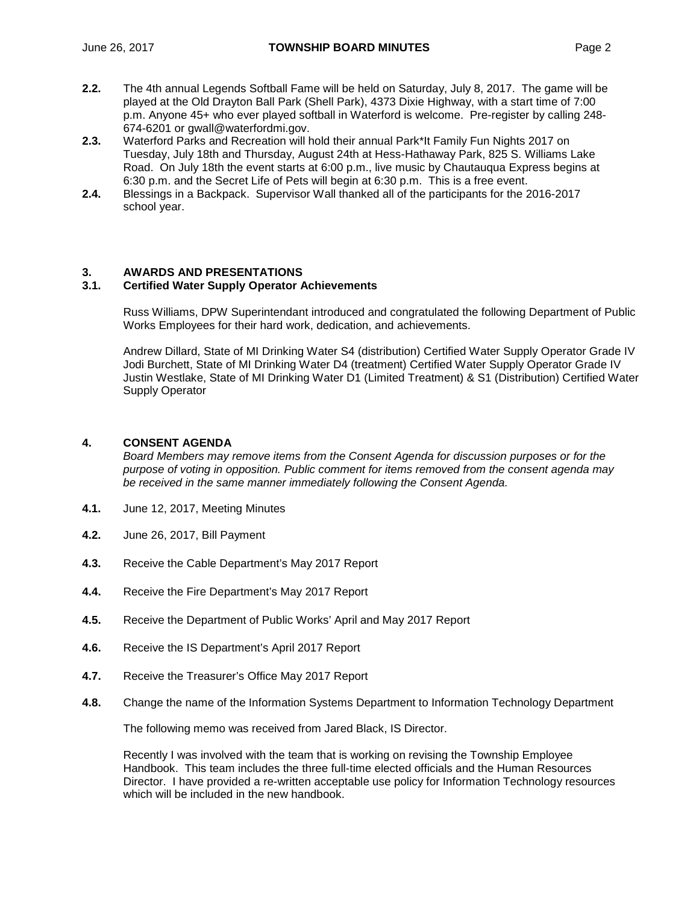**2.2.** The 4th annual Legends Softball Fame will be held on Saturday, July 8, 2017. The game will be played at the Old Drayton Ball Park (Shell Park), 4373 Dixie Highway, with a start time of 7:00 p.m. Anyone 45+ who ever played softball in Waterford is welcome. Pre-register by calling 248-674-6201 or gwall@waterfordmi.gov.

**2.3.** Waterford Parks and Recreation will hold their annual Park*It Family Fun Nights 2017 on Tuesday, July 18th and Thursday, August 24th at Hess-Hathaway Park, 825 S. Williams Lake Road. On July 18th the event starts at 6:00 p.m., live music by Chautauqua Express begins at 6:30 p.m. and the Secret Life of Pets will begin at 6:30 p.m. This is a free event.

**2.4.** Blessings in a Backpack. Supervisor Wall thanked all of the participants for the 2016-2017 school year.

## 3. AWARDS AND PRESENTATIONS

### 3.1. Certified Water Supply Operator Achievements

Russ Williams, DPW Superintendant introduced and congratulated the following Department of Public Works Employees for their hard work, dedication, and achievements.

Andrew Dillard, State of MI Drinking Water S4 (distribution) Certified Water Supply Operator Grade IV
Jodi Burchett, State of MI Drinking Water D4 (treatment) Certified Water Supply Operator Grade IV
Justin Westlake, State of MI Drinking Water D1 (Limited Treatment) & S1 (Distribution) Certified Water Supply Operator

## 4. CONSENT AGENDA

*Board Members may remove items from the Consent Agenda for discussion purposes or for the purpose of voting in opposition. Public comment for items removed from the consent agenda may be received in the same manner immediately following the Consent Agenda.*

**4.1.** June 12, 2017, Meeting Minutes

**4.2.** June 26, 2017, Bill Payment

**4.3.** Receive the Cable Department's May 2017 Report

**4.4.** Receive the Fire Department's May 2017 Report

**4.5.** Receive the Department of Public Works' April and May 2017 Report

**4.6.** Receive the IS Department's April 2017 Report

**4.7.** Receive the Treasurer's Office May 2017 Report

**4.8.** Change the name of the Information Systems Department to Information Technology Department

The following memo was received from Jared Black, IS Director.

Recently I was involved with the team that is working on revising the Township Employee Handbook. This team includes the three full-time elected officials and the Human Resources Director. I have provided a re-written acceptable use policy for Information Technology resources which will be included in the new handbook.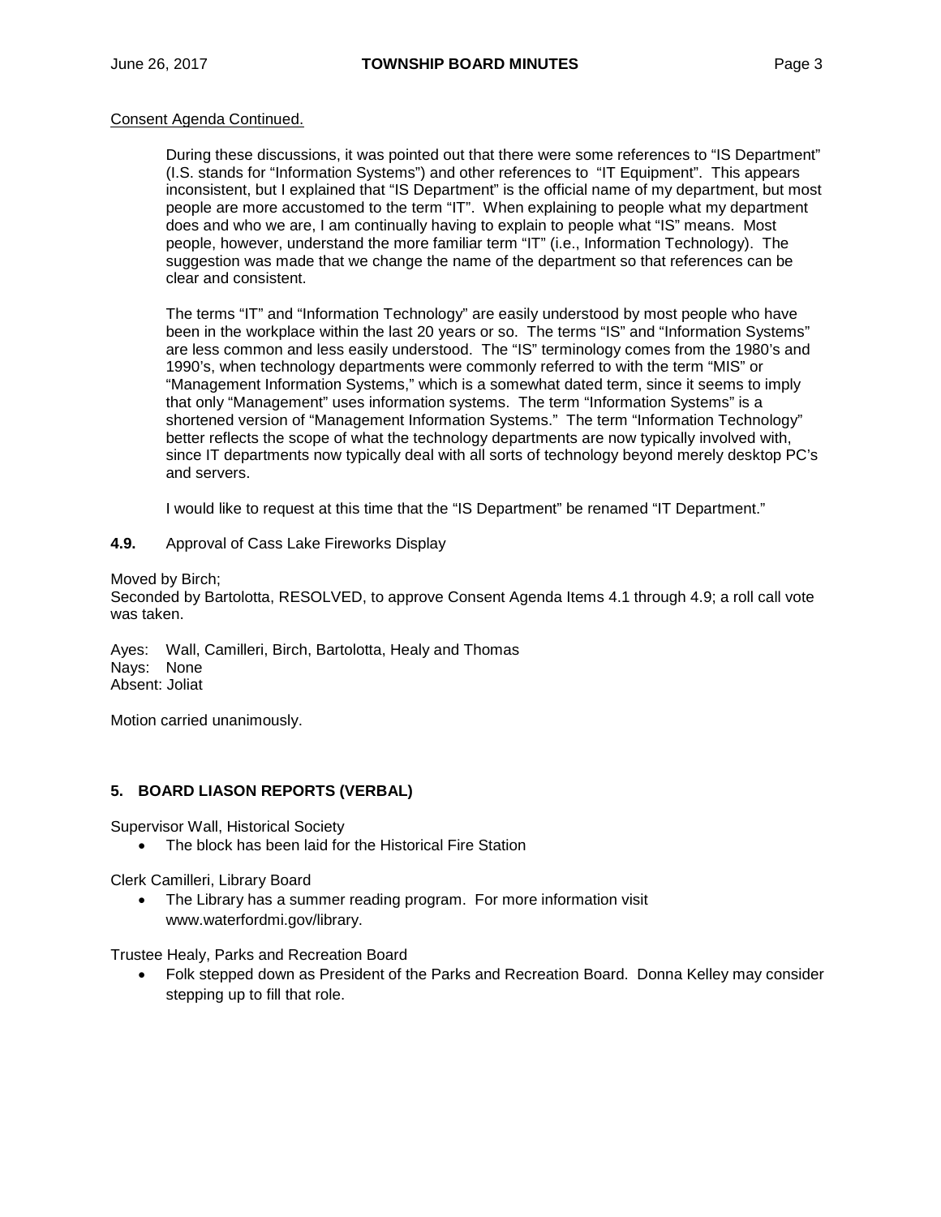Consent Agenda Continued.

During these discussions, it was pointed out that there were some references to "IS Department" (I.S. stands for "Information Systems") and other references to "IT Equipment". This appears inconsistent, but I explained that "IS Department" is the official name of my department, but most people are more accustomed to the term "IT". When explaining to people what my department does and who we are, I am continually having to explain to people what "IS" means. Most people, however, understand the more familiar term "IT" (i.e., Information Technology). The suggestion was made that we change the name of the department so that references can be clear and consistent.

The terms "IT" and "Information Technology" are easily understood by most people who have been in the workplace within the last 20 years or so. The terms "IS" and "Information Systems" are less common and less easily understood. The "IS" terminology comes from the 1980's and 1990's, when technology departments were commonly referred to with the term "MIS" or "Management Information Systems," which is a somewhat dated term, since it seems to imply that only "Management" uses information systems. The term "Information Systems" is a shortened version of "Management Information Systems." The term "Information Technology" better reflects the scope of what the technology departments are now typically involved with, since IT departments now typically deal with all sorts of technology beyond merely desktop PC's and servers.

I would like to request at this time that the "IS Department" be renamed "IT Department."

**4.9.** Approval of Cass Lake Fireworks Display

Moved by Birch;
Seconded by Bartolotta, RESOLVED, to approve Consent Agenda Items 4.1 through 4.9; a roll call vote was taken.

Ayes: Wall, Camilleri, Birch, Bartolotta, Healy and Thomas
Nays: None
Absent: Joliat

Motion carried unanimously.

## 5. BOARD LIASON REPORTS (VERBAL)

Supervisor Wall, Historical Society

- The block has been laid for the Historical Fire Station

Clerk Camilleri, Library Board

- The Library has a summer reading program. For more information visit www.waterfordmi.gov/library.

Trustee Healy, Parks and Recreation Board

- Folk stepped down as President of the Parks and Recreation Board. Donna Kelley may consider stepping up to fill that role.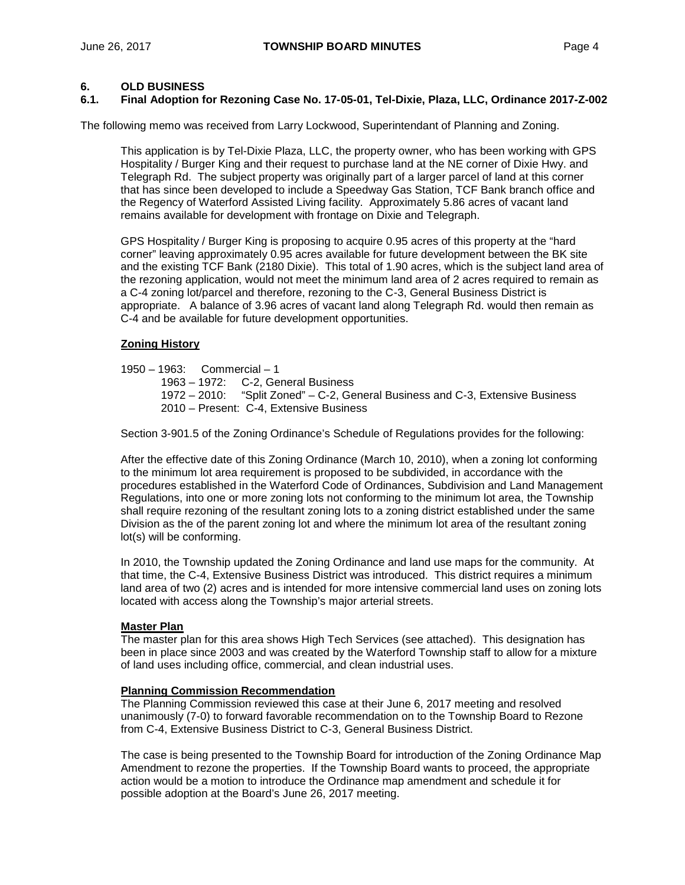## 6. OLD BUSINESS

### 6.1. Final Adoption for Rezoning Case No. 17-05-01, Tel-Dixie, Plaza, LLC, Ordinance 2017-Z-002

The following memo was received from Larry Lockwood, Superintendant of Planning and Zoning.

> This application is by Tel-Dixie Plaza, LLC, the property owner, who has been working with GPS Hospitality / Burger King and their request to purchase land at the NE corner of Dixie Hwy. and Telegraph Rd. The subject property was originally part of a larger parcel of land at this corner that has since been developed to include a Speedway Gas Station, TCF Bank branch office and the Regency of Waterford Assisted Living facility. Approximately 5.86 acres of vacant land remains available for development with frontage on Dixie and Telegraph.
>
> GPS Hospitality / Burger King is proposing to acquire 0.95 acres of this property at the "hard corner" leaving approximately 0.95 acres available for future development between the BK site and the existing TCF Bank (2180 Dixie). This total of 1.90 acres, which is the subject land area of the rezoning application, would not meet the minimum land area of 2 acres required to remain as a C-4 zoning lot/parcel and therefore, rezoning to the C-3, General Business District is appropriate. A balance of 3.96 acres of vacant land along Telegraph Rd. would then remain as C-4 and be available for future development opportunities.
>
> **Zoning History**
>
> 1950 – 1963: Commercial – 1
> 1963 – 1972: C-2, General Business
> 1972 – 2010: "Split Zoned" – C-2, General Business and C-3, Extensive Business
> 2010 – Present: C-4, Extensive Business
>
> Section 3-901.5 of the Zoning Ordinance's Schedule of Regulations provides for the following:
>
> After the effective date of this Zoning Ordinance (March 10, 2010), when a zoning lot conforming to the minimum lot area requirement is proposed to be subdivided, in accordance with the procedures established in the Waterford Code of Ordinances, Subdivision and Land Management Regulations, into one or more zoning lots not conforming to the minimum lot area, the Township shall require rezoning of the resultant zoning lots to a zoning district established under the same Division as the of the parent zoning lot and where the minimum lot area of the resultant zoning lot(s) will be conforming.
>
> In 2010, the Township updated the Zoning Ordinance and land use maps for the community. At that time, the C-4, Extensive Business District was introduced. This district requires a minimum land area of two (2) acres and is intended for more intensive commercial land uses on zoning lots located with access along the Township's major arterial streets.
>
> **Master Plan**
> The master plan for this area shows High Tech Services (see attached). This designation has been in place since 2003 and was created by the Waterford Township staff to allow for a mixture of land uses including office, commercial, and clean industrial uses.
>
> **Planning Commission Recommendation**
> The Planning Commission reviewed this case at their June 6, 2017 meeting and resolved unanimously (7-0) to forward favorable recommendation on to the Township Board to Rezone from C-4, Extensive Business District to C-3, General Business District.
>
> The case is being presented to the Township Board for introduction of the Zoning Ordinance Map Amendment to rezone the properties. If the Township Board wants to proceed, the appropriate action would be a motion to introduce the Ordinance map amendment and schedule it for possible adoption at the Board's June 26, 2017 meeting.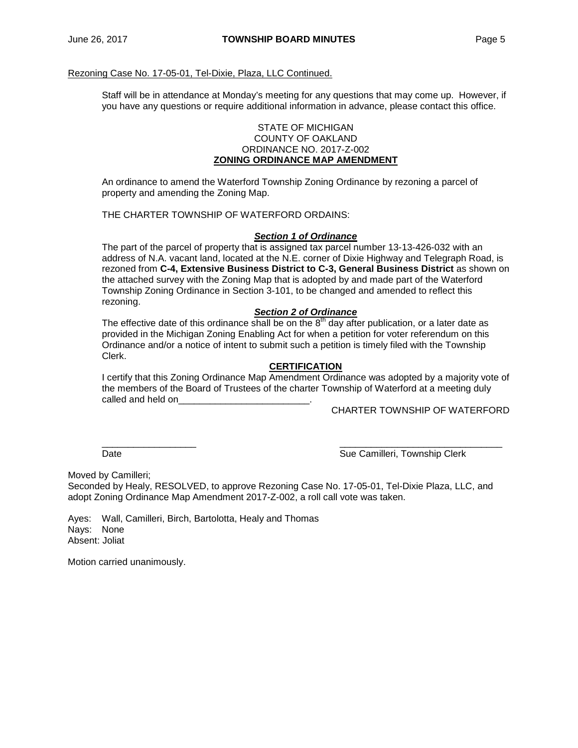Rezoning Case No. 17-05-01, Tel-Dixie, Plaza, LLC Continued.

Staff will be in attendance at Monday's meeting for any questions that may come up. However, if you have any questions or require additional information in advance, please contact this office.

STATE OF MICHIGAN
COUNTY OF OAKLAND
ORDINANCE NO. 2017-Z-002
**ZONING ORDINANCE MAP AMENDMENT**

An ordinance to amend the Waterford Township Zoning Ordinance by rezoning a parcel of property and amending the Zoning Map.

THE CHARTER TOWNSHIP OF WATERFORD ORDAINS:

***Section 1 of Ordinance***

The part of the parcel of property that is assigned tax parcel number 13-13-426-032 with an address of N.A. vacant land, located at the N.E. corner of Dixie Highway and Telegraph Road, is rezoned from **C-4, Extensive Business District to C-3, General Business District** as shown on the attached survey with the Zoning Map that is adopted by and made part of the Waterford Township Zoning Ordinance in Section 3-101, to be changed and amended to reflect this rezoning.

***Section 2 of Ordinance***

The effective date of this ordinance shall be on the 8th day after publication, or a later date as provided in the Michigan Zoning Enabling Act for when a petition for voter referendum on this Ordinance and/or a notice of intent to submit such a petition is timely filed with the Township Clerk.

**CERTIFICATION**

I certify that this Zoning Ordinance Map Amendment Ordinance was adopted by a majority vote of the members of the Board of Trustees of the charter Township of Waterford at a meeting duly called and held on_________________________.

CHARTER TOWNSHIP OF WATERFORD

__________________ _______________________________
Date Sue Camilleri, Township Clerk

Moved by Camilleri;
Seconded by Healy, RESOLVED, to approve Rezoning Case No. 17-05-01, Tel-Dixie Plaza, LLC, and adopt Zoning Ordinance Map Amendment 2017-Z-002, a roll call vote was taken.

Ayes: Wall, Camilleri, Birch, Bartolotta, Healy and Thomas
Nays: None
Absent: Joliat

Motion carried unanimously.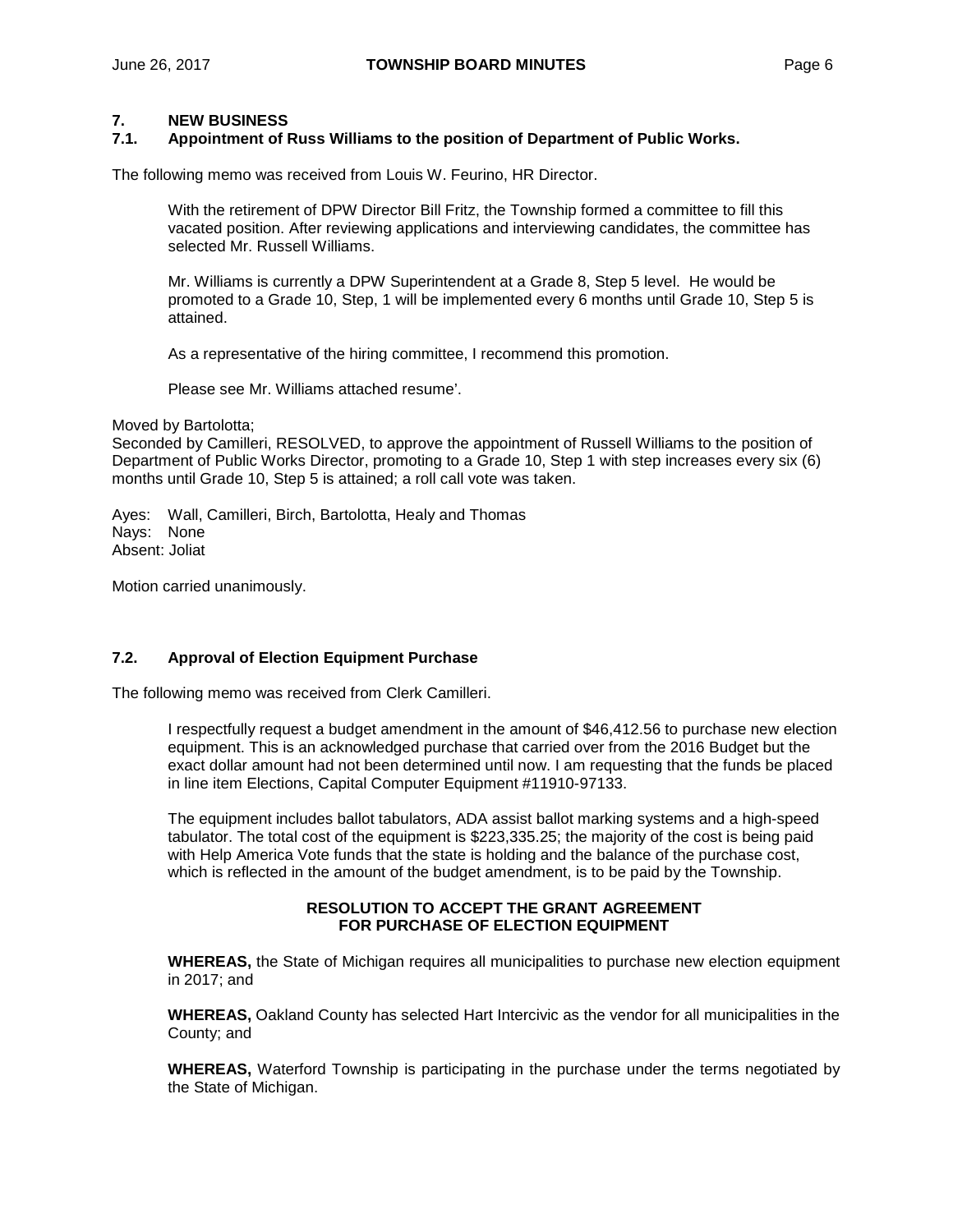## 7. NEW BUSINESS

### 7.1. Appointment of Russ Williams to the position of Department of Public Works.

The following memo was received from Louis W. Feurino, HR Director.

> With the retirement of DPW Director Bill Fritz, the Township formed a committee to fill this vacated position. After reviewing applications and interviewing candidates, the committee has selected Mr. Russell Williams.
>
> Mr. Williams is currently a DPW Superintendent at a Grade 8, Step 5 level. He would be promoted to a Grade 10, Step, 1 will be implemented every 6 months until Grade 10, Step 5 is attained.
>
> As a representative of the hiring committee, I recommend this promotion.
>
> Please see Mr. Williams attached resume'.

Moved by Bartolotta;
Seconded by Camilleri, RESOLVED, to approve the appointment of Russell Williams to the position of Department of Public Works Director, promoting to a Grade 10, Step 1 with step increases every six (6) months until Grade 10, Step 5 is attained; a roll call vote was taken.

Ayes: Wall, Camilleri, Birch, Bartolotta, Healy and Thomas
Nays: None
Absent: Joliat

Motion carried unanimously.

### 7.2. Approval of Election Equipment Purchase

The following memo was received from Clerk Camilleri.

> I respectfully request a budget amendment in the amount of $46,412.56 to purchase new election equipment. This is an acknowledged purchase that carried over from the 2016 Budget but the exact dollar amount had not been determined until now. I am requesting that the funds be placed in line item Elections, Capital Computer Equipment #11910-97133.
>
> The equipment includes ballot tabulators, ADA assist ballot marking systems and a high-speed tabulator. The total cost of the equipment is $223,335.25; the majority of the cost is being paid with Help America Vote funds that the state is holding and the balance of the purchase cost, which is reflected in the amount of the budget amendment, is to be paid by the Township.

**RESOLUTION TO ACCEPT THE GRANT AGREEMENT FOR PURCHASE OF ELECTION EQUIPMENT**

**WHEREAS,** the State of Michigan requires all municipalities to purchase new election equipment in 2017; and

**WHEREAS,** Oakland County has selected Hart Intercivic as the vendor for all municipalities in the County; and

**WHEREAS,** Waterford Township is participating in the purchase under the terms negotiated by the State of Michigan.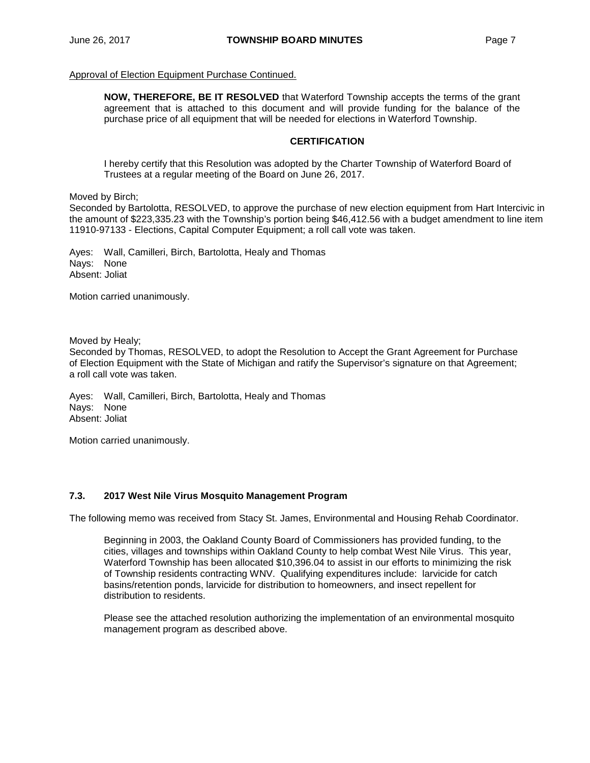Approval of Election Equipment Purchase Continued.

> **NOW, THEREFORE, BE IT RESOLVED** that Waterford Township accepts the terms of the grant agreement that is attached to this document and will provide funding for the balance of the purchase price of all equipment that will be needed for elections in Waterford Township.
>
> **CERTIFICATION**
>
> I hereby certify that this Resolution was adopted by the Charter Township of Waterford Board of Trustees at a regular meeting of the Board on June 26, 2017.

Moved by Birch;
Seconded by Bartolotta, RESOLVED, to approve the purchase of new election equipment from Hart Intercivic in the amount of $223,335.23 with the Township's portion being $46,412.56 with a budget amendment to line item 11910-97133 - Elections, Capital Computer Equipment; a roll call vote was taken.

Ayes: Wall, Camilleri, Birch, Bartolotta, Healy and Thomas
Nays: None
Absent: Joliat

Motion carried unanimously.

Moved by Healy;
Seconded by Thomas, RESOLVED, to adopt the Resolution to Accept the Grant Agreement for Purchase of Election Equipment with the State of Michigan and ratify the Supervisor's signature on that Agreement; a roll call vote was taken.

Ayes: Wall, Camilleri, Birch, Bartolotta, Healy and Thomas
Nays: None
Absent: Joliat

Motion carried unanimously.

### 7.3. 2017 West Nile Virus Mosquito Management Program

The following memo was received from Stacy St. James, Environmental and Housing Rehab Coordinator.

> Beginning in 2003, the Oakland County Board of Commissioners has provided funding, to the cities, villages and townships within Oakland County to help combat West Nile Virus. This year, Waterford Township has been allocated $10,396.04 to assist in our efforts to minimizing the risk of Township residents contracting WNV. Qualifying expenditures include: larvicide for catch basins/retention ponds, larvicide for distribution to homeowners, and insect repellent for distribution to residents.
>
> Please see the attached resolution authorizing the implementation of an environmental mosquito management program as described above.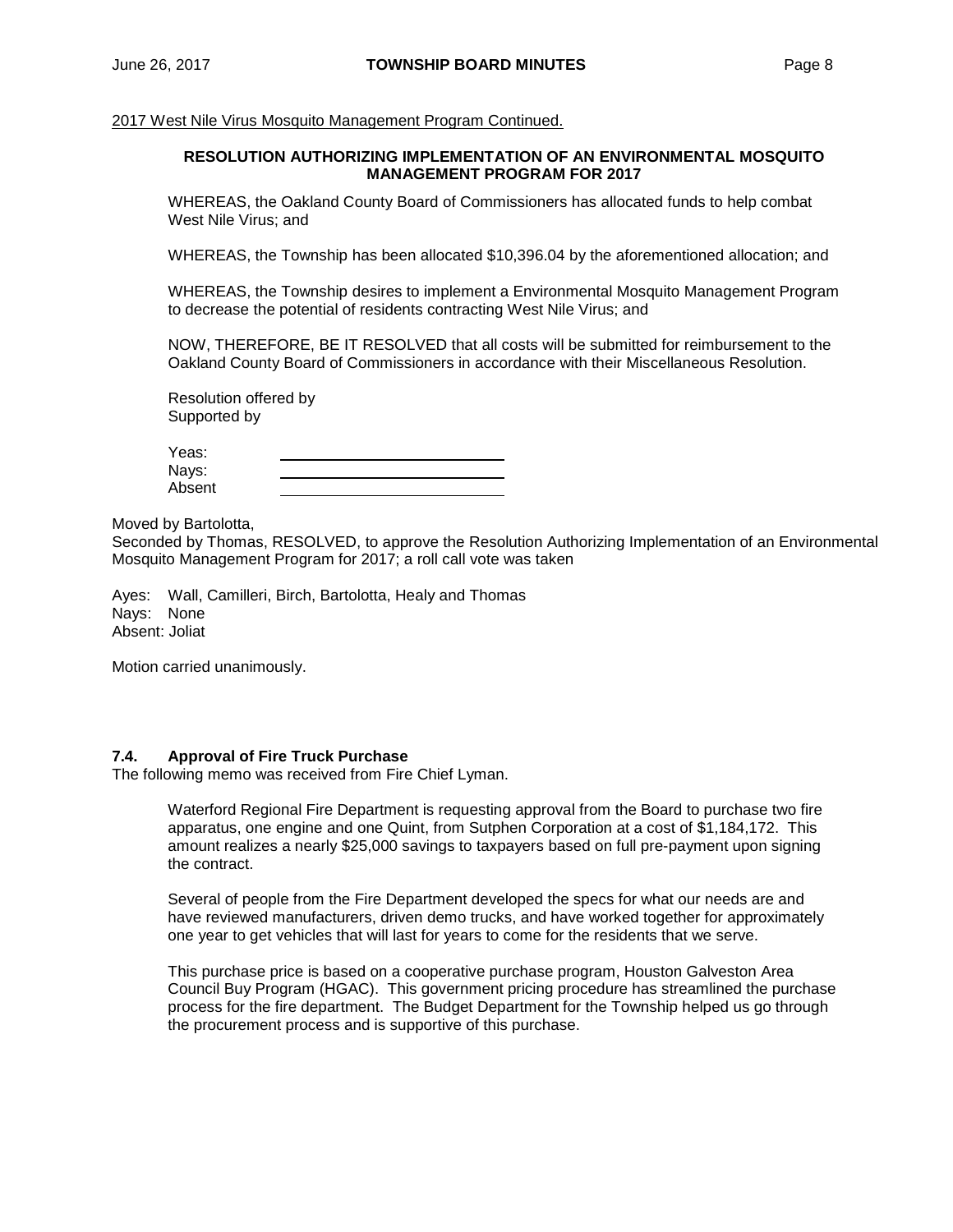2017 West Nile Virus Mosquito Management Program Continued.

**RESOLUTION AUTHORIZING IMPLEMENTATION OF AN ENVIRONMENTAL MOSQUITO MANAGEMENT PROGRAM FOR 2017**

WHEREAS, the Oakland County Board of Commissioners has allocated funds to help combat West Nile Virus; and

WHEREAS, the Township has been allocated $10,396.04 by the aforementioned allocation; and

WHEREAS, the Township desires to implement a Environmental Mosquito Management Program to decrease the potential of residents contracting West Nile Virus; and

NOW, THEREFORE, BE IT RESOLVED that all costs will be submitted for reimbursement to the Oakland County Board of Commissioners in accordance with their Miscellaneous Resolution.

Resolution offered by
Supported by

Yeas: ____________________
Nays: ____________________
Absent ____________________

Moved by Bartolotta,
Seconded by Thomas, RESOLVED, to approve the Resolution Authorizing Implementation of an Environmental Mosquito Management Program for 2017; a roll call vote was taken

Ayes: Wall, Camilleri, Birch, Bartolotta, Healy and Thomas
Nays: None
Absent: Joliat

Motion carried unanimously.

### 7.4. Approval of Fire Truck Purchase

The following memo was received from Fire Chief Lyman.

Waterford Regional Fire Department is requesting approval from the Board to purchase two fire apparatus, one engine and one Quint, from Sutphen Corporation at a cost of $1,184,172. This amount realizes a nearly $25,000 savings to taxpayers based on full pre-payment upon signing the contract.

Several of people from the Fire Department developed the specs for what our needs are and have reviewed manufacturers, driven demo trucks, and have worked together for approximately one year to get vehicles that will last for years to come for the residents that we serve.

This purchase price is based on a cooperative purchase program, Houston Galveston Area Council Buy Program (HGAC). This government pricing procedure has streamlined the purchase process for the fire department. The Budget Department for the Township helped us go through the procurement process and is supportive of this purchase.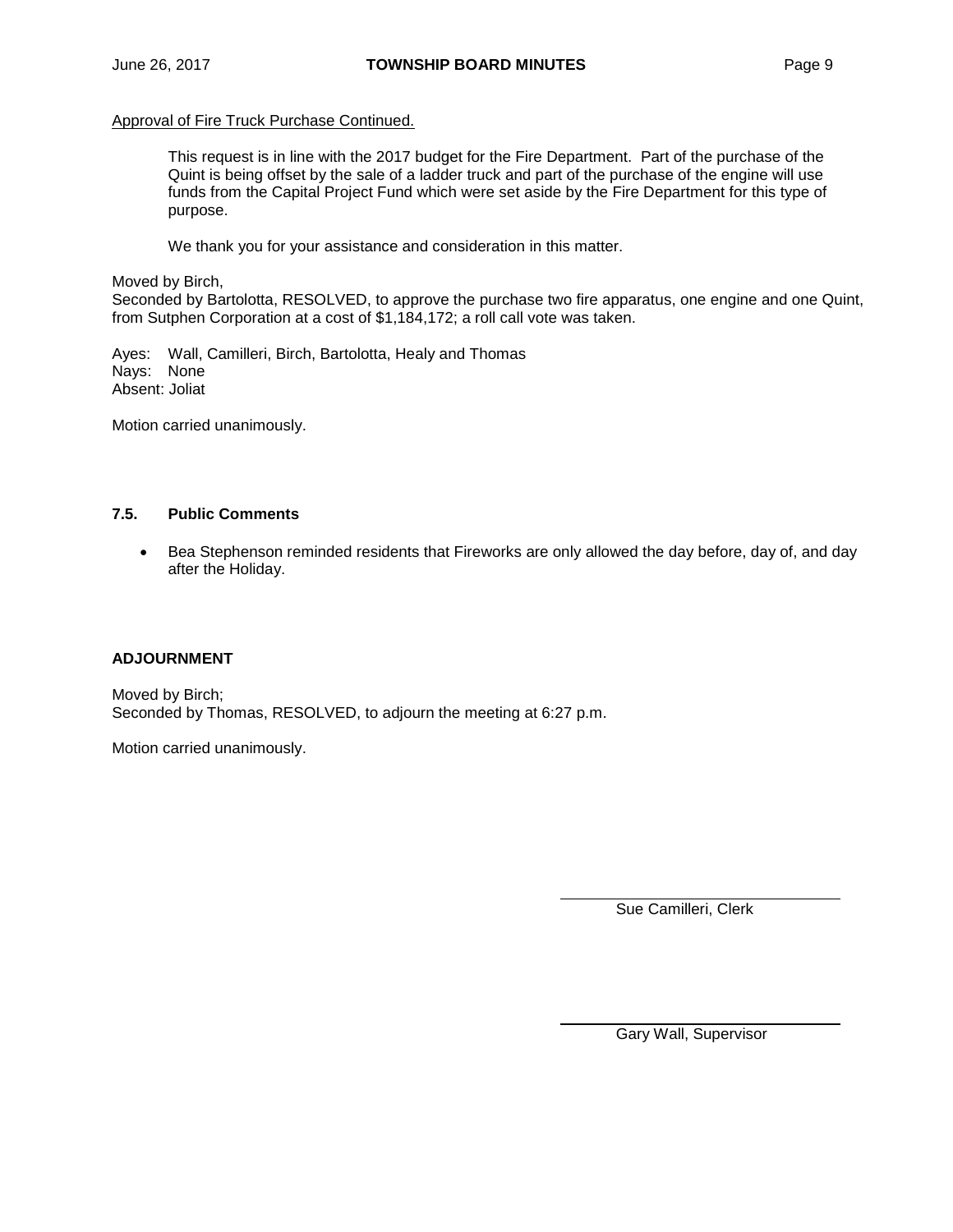Approval of Fire Truck Purchase Continued.

> This request is in line with the 2017 budget for the Fire Department. Part of the purchase of the Quint is being offset by the sale of a ladder truck and part of the purchase of the engine will use funds from the Capital Project Fund which were set aside by the Fire Department for this type of purpose.
>
> We thank you for your assistance and consideration in this matter.

Moved by Birch,
Seconded by Bartolotta, RESOLVED, to approve the purchase two fire apparatus, one engine and one Quint, from Sutphen Corporation at a cost of $1,184,172; a roll call vote was taken.

Ayes: Wall, Camilleri, Birch, Bartolotta, Healy and Thomas
Nays: None
Absent: Joliat

Motion carried unanimously.

### 7.5. Public Comments

- Bea Stephenson reminded residents that Fireworks are only allowed the day before, day of, and day after the Holiday.

### ADJOURNMENT

Moved by Birch;
Seconded by Thomas, RESOLVED, to adjourn the meeting at 6:27 p.m.

Motion carried unanimously.

Sue Camilleri, Clerk

Gary Wall, Supervisor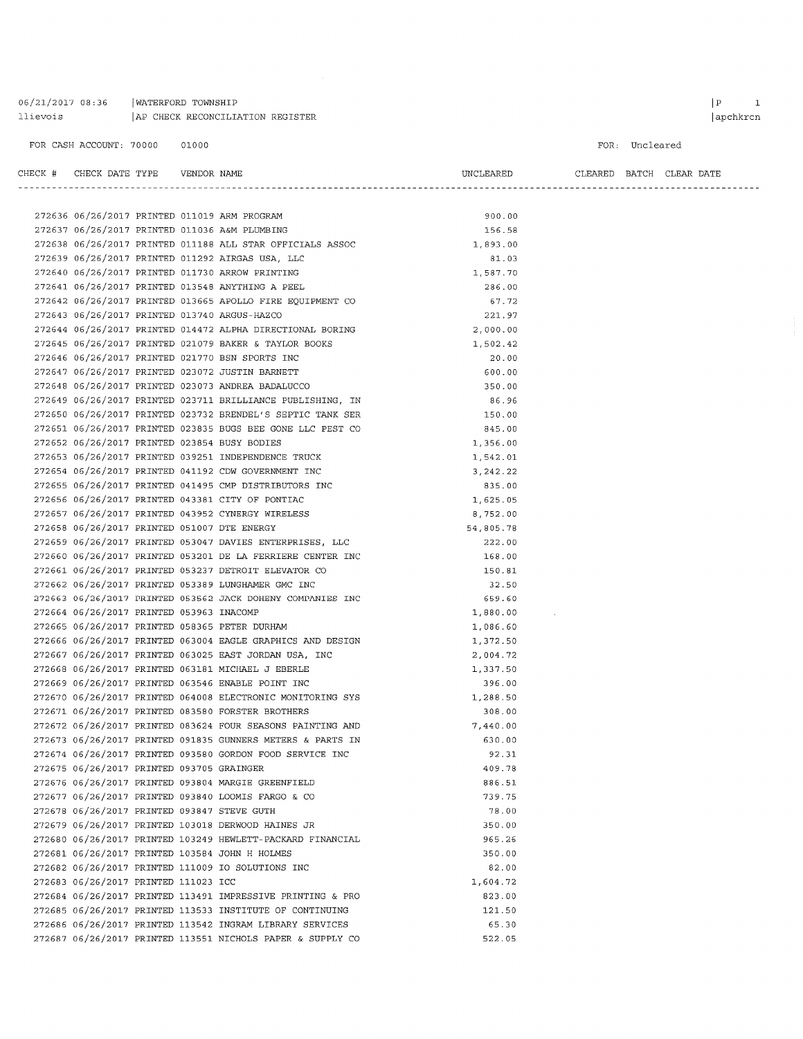06/21/2017 08:36 | WATERFORD TOWNSHIP
llievois | AP CHECK RECONCILIATION REGISTER

FOR CASH ACCOUNT: 70000 01000

FOR: Uncleared

| CHECK # | CHECK DATE | TYPE | VENDOR | NAME | UNCLEARED | CLEARED | BATCH | CLEAR DATE |
|---|---|---|---|---|---|---|---|---|
| 272636 | 06/26/2017 | PRINTED | 011019 | ARM PROGRAM | 900.00 | | | |
| 272637 | 06/26/2017 | PRINTED | 011036 | A&M PLUMBING | 156.58 | | | |
| 272638 | 06/26/2017 | PRINTED | 011188 | ALL STAR OFFICIALS ASSOC | 1,893.00 | | | |
| 272639 | 06/26/2017 | PRINTED | 011292 | AIRGAS USA, LLC | 81.03 | | | |
| 272640 | 06/26/2017 | PRINTED | 011730 | ARROW PRINTING | 1,587.70 | | | |
| 272641 | 06/26/2017 | PRINTED | 013548 | ANYTHING A PEEL | 286.00 | | | |
| 272642 | 06/26/2017 | PRINTED | 013665 | APOLLO FIRE EQUIPMENT CO | 67.72 | | | |
| 272643 | 06/26/2017 | PRINTED | 013740 | ARGUS-HAZCO | 221.97 | | | |
| 272644 | 06/26/2017 | PRINTED | 014472 | ALPHA DIRECTIONAL BORING | 2,000.00 | | | |
| 272645 | 06/26/2017 | PRINTED | 021079 | BAKER & TAYLOR BOOKS | 1,502.42 | | | |
| 272646 | 06/26/2017 | PRINTED | 021770 | BSN SPORTS INC | 20.00 | | | |
| 272647 | 06/26/2017 | PRINTED | 023072 | JUSTIN BARNETT | 600.00 | | | |
| 272648 | 06/26/2017 | PRINTED | 023073 | ANDREA BADALUCCO | 350.00 | | | |
| 272649 | 06/26/2017 | PRINTED | 023711 | BRILLIANCE PUBLISHING, IN | 86.96 | | | |
| 272650 | 06/26/2017 | PRINTED | 023732 | BRENDEL'S SEPTIC TANK SER | 150.00 | | | |
| 272651 | 06/26/2017 | PRINTED | 023835 | BUGS BEE GONE LLC PEST CO | 845.00 | | | |
| 272652 | 06/26/2017 | PRINTED | 023854 | BUSY BODIES | 1,356.00 | | | |
| 272653 | 06/26/2017 | PRINTED | 039251 | INDEPENDENCE TRUCK | 1,542.01 | | | |
| 272654 | 06/26/2017 | PRINTED | 041192 | CDW GOVERNMENT INC | 3,242.22 | | | |
| 272655 | 06/26/2017 | PRINTED | 041495 | CMP DISTRIBUTORS INC | 835.00 | | | |
| 272656 | 06/26/2017 | PRINTED | 043381 | CITY OF PONTIAC | 1,625.05 | | | |
| 272657 | 06/26/2017 | PRINTED | 043952 | CYNERGY WIRELESS | 8,752.00 | | | |
| 272658 | 06/26/2017 | PRINTED | 051007 | DTE ENERGY | 54,805.78 | | | |
| 272659 | 06/26/2017 | PRINTED | 053047 | DAVIES ENTERPRISES, LLC | 222.00 | | | |
| 272660 | 06/26/2017 | PRINTED | 053201 | DE LA FERRIERE CENTER INC | 168.00 | | | |
| 272661 | 06/26/2017 | PRINTED | 053237 | DETROIT ELEVATOR CO | 150.81 | | | |
| 272662 | 06/26/2017 | PRINTED | 053389 | LUNGHAMER GMC INC | 32.50 | | | |
| 272663 | 06/26/2017 | PRINTED | 053562 | JACK DOHENY COMPANIES INC | 659.60 | | | |
| 272664 | 06/26/2017 | PRINTED | 053963 | INACOMP | 1,880.00 | | | |
| 272665 | 06/26/2017 | PRINTED | 058365 | PETER DURHAM | 1,086.60 | | | |
| 272666 | 06/26/2017 | PRINTED | 063004 | EAGLE GRAPHICS AND DESIGN | 1,372.50 | | | |
| 272667 | 06/26/2017 | PRINTED | 063025 | EAST JORDAN USA, INC | 2,004.72 | | | |
| 272668 | 06/26/2017 | PRINTED | 063181 | MICHAEL J EBERLE | 1,337.50 | | | |
| 272669 | 06/26/2017 | PRINTED | 063546 | ENABLE POINT INC | 396.00 | | | |
| 272670 | 06/26/2017 | PRINTED | 064008 | ELECTRONIC MONITORING SYS | 1,288.50 | | | |
| 272671 | 06/26/2017 | PRINTED | 083580 | FORSTER BROTHERS | 308.00 | | | |
| 272672 | 06/26/2017 | PRINTED | 083624 | FOUR SEASONS PAINTING AND | 7,440.00 | | | |
| 272673 | 06/26/2017 | PRINTED | 091835 | GUNNERS METERS & PARTS IN | 630.00 | | | |
| 272674 | 06/26/2017 | PRINTED | 093580 | GORDON FOOD SERVICE INC | 92.31 | | | |
| 272675 | 06/26/2017 | PRINTED | 093705 | GRAINGER | 409.78 | | | |
| 272676 | 06/26/2017 | PRINTED | 093804 | MARGIE GREENFIELD | 886.51 | | | |
| 272677 | 06/26/2017 | PRINTED | 093840 | LOOMIS FARGO & CO | 739.75 | | | |
| 272678 | 06/26/2017 | PRINTED | 093847 | STEVE GUTH | 78.00 | | | |
| 272679 | 06/26/2017 | PRINTED | 103018 | DERWOOD HAINES JR | 350.00 | | | |
| 272680 | 06/26/2017 | PRINTED | 103249 | HEWLETT-PACKARD FINANCIAL | 965.26 | | | |
| 272681 | 06/26/2017 | PRINTED | 103584 | JOHN H HOLMES | 350.00 | | | |
| 272682 | 06/26/2017 | PRINTED | 111009 | IO SOLUTIONS INC | 82.00 | | | |
| 272683 | 06/26/2017 | PRINTED | 111023 | ICC | 1,604.72 | | | |
| 272684 | 06/26/2017 | PRINTED | 113491 | IMPRESSIVE PRINTING & PRO | 823.00 | | | |
| 272685 | 06/26/2017 | PRINTED | 113533 | INSTITUTE OF CONTINUING | 121.50 | | | |
| 272686 | 06/26/2017 | PRINTED | 113542 | INGRAM LIBRARY SERVICES | 65.30 | | | |
| 272687 | 06/26/2017 | PRINTED | 113551 | NICHOLS PAPER & SUPPLY CO | 522.05 | | | |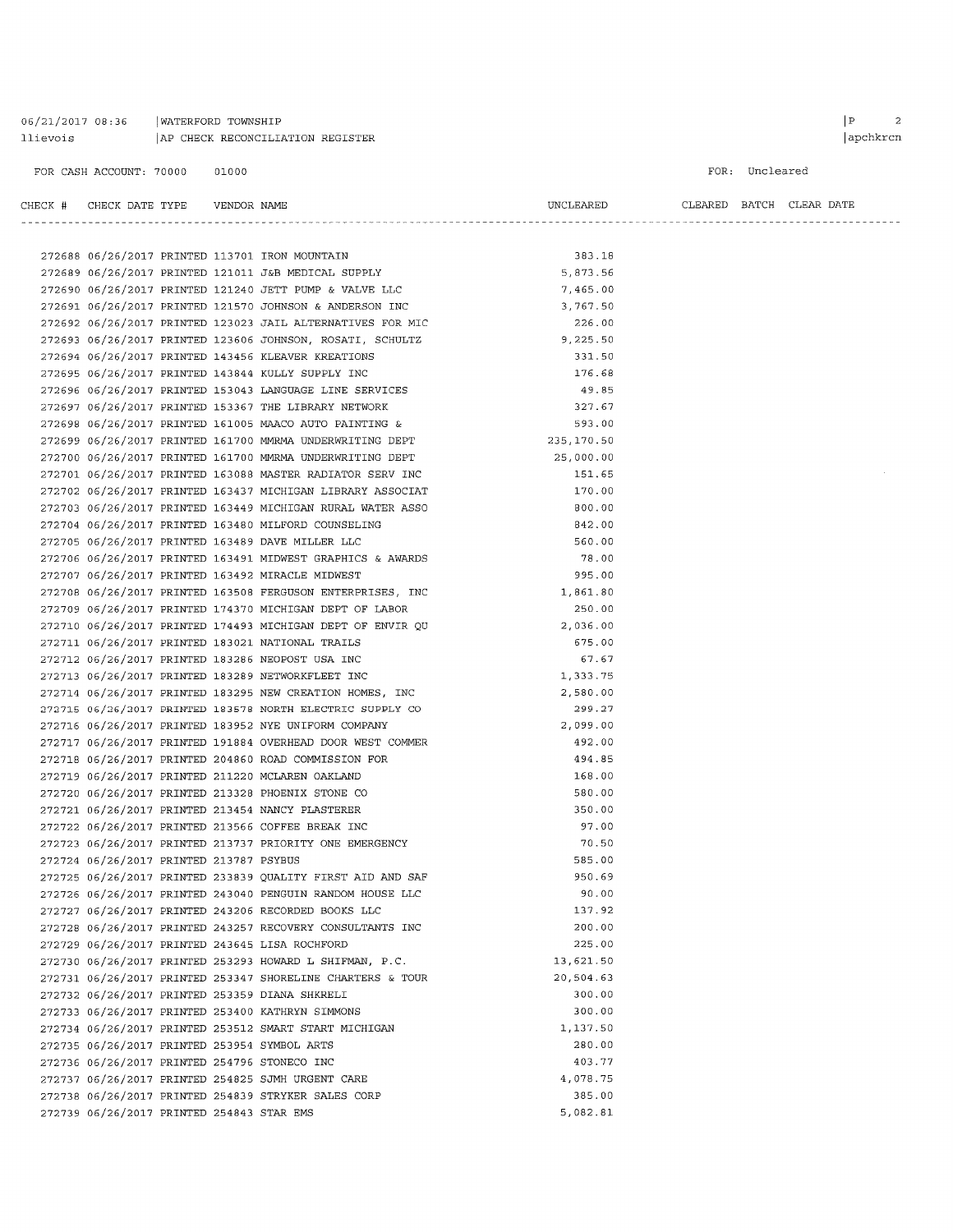06/21/2017 08:36 | WATERFORD TOWNSHIP
llievois | AP CHECK RECONCILIATION REGISTER

FOR CASH ACCOUNT: 70000 01000

FOR: Uncleared

| CHECK # | CHECK DATE | TYPE | VENDOR | NAME | UNCLEARED | CLEARED | BATCH | CLEAR DATE |
|---|---|---|---|---|---|---|---|---|
| 272688 | 06/26/2017 | PRINTED | 113701 | IRON MOUNTAIN | 383.18 | | | |
| 272689 | 06/26/2017 | PRINTED | 121011 | J&B MEDICAL SUPPLY | 5,873.56 | | | |
| 272690 | 06/26/2017 | PRINTED | 121240 | JETT PUMP & VALVE LLC | 7,465.00 | | | |
| 272691 | 06/26/2017 | PRINTED | 121570 | JOHNSON & ANDERSON INC | 3,767.50 | | | |
| 272692 | 06/26/2017 | PRINTED | 123023 | JAIL ALTERNATIVES FOR MIC | 226.00 | | | |
| 272693 | 06/26/2017 | PRINTED | 123606 | JOHNSON, ROSATI, SCHULTZ | 9,225.50 | | | |
| 272694 | 06/26/2017 | PRINTED | 143456 | KLEAVER KREATIONS | 331.50 | | | |
| 272695 | 06/26/2017 | PRINTED | 143844 | KULLY SUPPLY INC | 176.68 | | | |
| 272696 | 06/26/2017 | PRINTED | 153043 | LANGUAGE LINE SERVICES | 49.85 | | | |
| 272697 | 06/26/2017 | PRINTED | 153367 | THE LIBRARY NETWORK | 327.67 | | | |
| 272698 | 06/26/2017 | PRINTED | 161005 | MAACO AUTO PAINTING & | 593.00 | | | |
| 272699 | 06/26/2017 | PRINTED | 161700 | MMRMA UNDERWRITING DEPT | 235,170.50 | | | |
| 272700 | 06/26/2017 | PRINTED | 161700 | MMRMA UNDERWRITING DEPT | 25,000.00 | | | |
| 272701 | 06/26/2017 | PRINTED | 163088 | MASTER RADIATOR SERV INC | 151.65 | | | |
| 272702 | 06/26/2017 | PRINTED | 163437 | MICHIGAN LIBRARY ASSOCIAT | 170.00 | | | |
| 272703 | 06/26/2017 | PRINTED | 163449 | MICHIGAN RURAL WATER ASSO | 800.00 | | | |
| 272704 | 06/26/2017 | PRINTED | 163480 | MILFORD COUNSELING | 842.00 | | | |
| 272705 | 06/26/2017 | PRINTED | 163489 | DAVE MILLER LLC | 560.00 | | | |
| 272706 | 06/26/2017 | PRINTED | 163491 | MIDWEST GRAPHICS & AWARDS | 78.00 | | | |
| 272707 | 06/26/2017 | PRINTED | 163492 | MIRACLE MIDWEST | 995.00 | | | |
| 272708 | 06/26/2017 | PRINTED | 163508 | FERGUSON ENTERPRISES, INC | 1,861.80 | | | |
| 272709 | 06/26/2017 | PRINTED | 174370 | MICHIGAN DEPT OF LABOR | 250.00 | | | |
| 272710 | 06/26/2017 | PRINTED | 174493 | MICHIGAN DEPT OF ENVIR QU | 2,036.00 | | | |
| 272711 | 06/26/2017 | PRINTED | 183021 | NATIONAL TRAILS | 675.00 | | | |
| 272712 | 06/26/2017 | PRINTED | 183286 | NEOPOST USA INC | 67.67 | | | |
| 272713 | 06/26/2017 | PRINTED | 183289 | NETWORKFLEET INC | 1,333.75 | | | |
| 272714 | 06/26/2017 | PRINTED | 183295 | NEW CREATION HOMES, INC | 2,580.00 | | | |
| 272715 | 06/26/2017 | PRINTED | 183578 | NORTH ELECTRIC SUPPLY CO | 299.27 | | | |
| 272716 | 06/26/2017 | PRINTED | 183952 | NYE UNIFORM COMPANY | 2,099.00 | | | |
| 272717 | 06/26/2017 | PRINTED | 191884 | OVERHEAD DOOR WEST COMMER | 492.00 | | | |
| 272718 | 06/26/2017 | PRINTED | 204860 | ROAD COMMISSION FOR | 494.85 | | | |
| 272719 | 06/26/2017 | PRINTED | 211220 | MCLAREN OAKLAND | 168.00 | | | |
| 272720 | 06/26/2017 | PRINTED | 213328 | PHOENIX STONE CO | 580.00 | | | |
| 272721 | 06/26/2017 | PRINTED | 213454 | NANCY PLASTERER | 350.00 | | | |
| 272722 | 06/26/2017 | PRINTED | 213566 | COFFEE BREAK INC | 97.00 | | | |
| 272723 | 06/26/2017 | PRINTED | 213737 | PRIORITY ONE EMERGENCY | 70.50 | | | |
| 272724 | 06/26/2017 | PRINTED | 213787 | PSYBUS | 585.00 | | | |
| 272725 | 06/26/2017 | PRINTED | 233839 | QUALITY FIRST AID AND SAF | 950.69 | | | |
| 272726 | 06/26/2017 | PRINTED | 243040 | PENGUIN RANDOM HOUSE LLC | 90.00 | | | |
| 272727 | 06/26/2017 | PRINTED | 243206 | RECORDED BOOKS LLC | 137.92 | | | |
| 272728 | 06/26/2017 | PRINTED | 243257 | RECOVERY CONSULTANTS INC | 200.00 | | | |
| 272729 | 06/26/2017 | PRINTED | 243645 | LISA ROCHFORD | 225.00 | | | |
| 272730 | 06/26/2017 | PRINTED | 253293 | HOWARD L SHIFMAN, P.C. | 13,621.50 | | | |
| 272731 | 06/26/2017 | PRINTED | 253347 | SHORELINE CHARTERS & TOUR | 20,504.63 | | | |
| 272732 | 06/26/2017 | PRINTED | 253359 | DIANA SHKRELI | 300.00 | | | |
| 272733 | 06/26/2017 | PRINTED | 253400 | KATHRYN SIMMONS | 300.00 | | | |
| 272734 | 06/26/2017 | PRINTED | 253512 | SMART START MICHIGAN | 1,137.50 | | | |
| 272735 | 06/26/2017 | PRINTED | 253954 | SYMBOL ARTS | 280.00 | | | |
| 272736 | 06/26/2017 | PRINTED | 254796 | STONECO INC | 403.77 | | | |
| 272737 | 06/26/2017 | PRINTED | 254825 | SJMH URGENT CARE | 4,078.75 | | | |
| 272738 | 06/26/2017 | PRINTED | 254839 | STRYKER SALES CORP | 385.00 | | | |
| 272739 | 06/26/2017 | PRINTED | 254843 | STAR EMS | 5,082.81 | | | |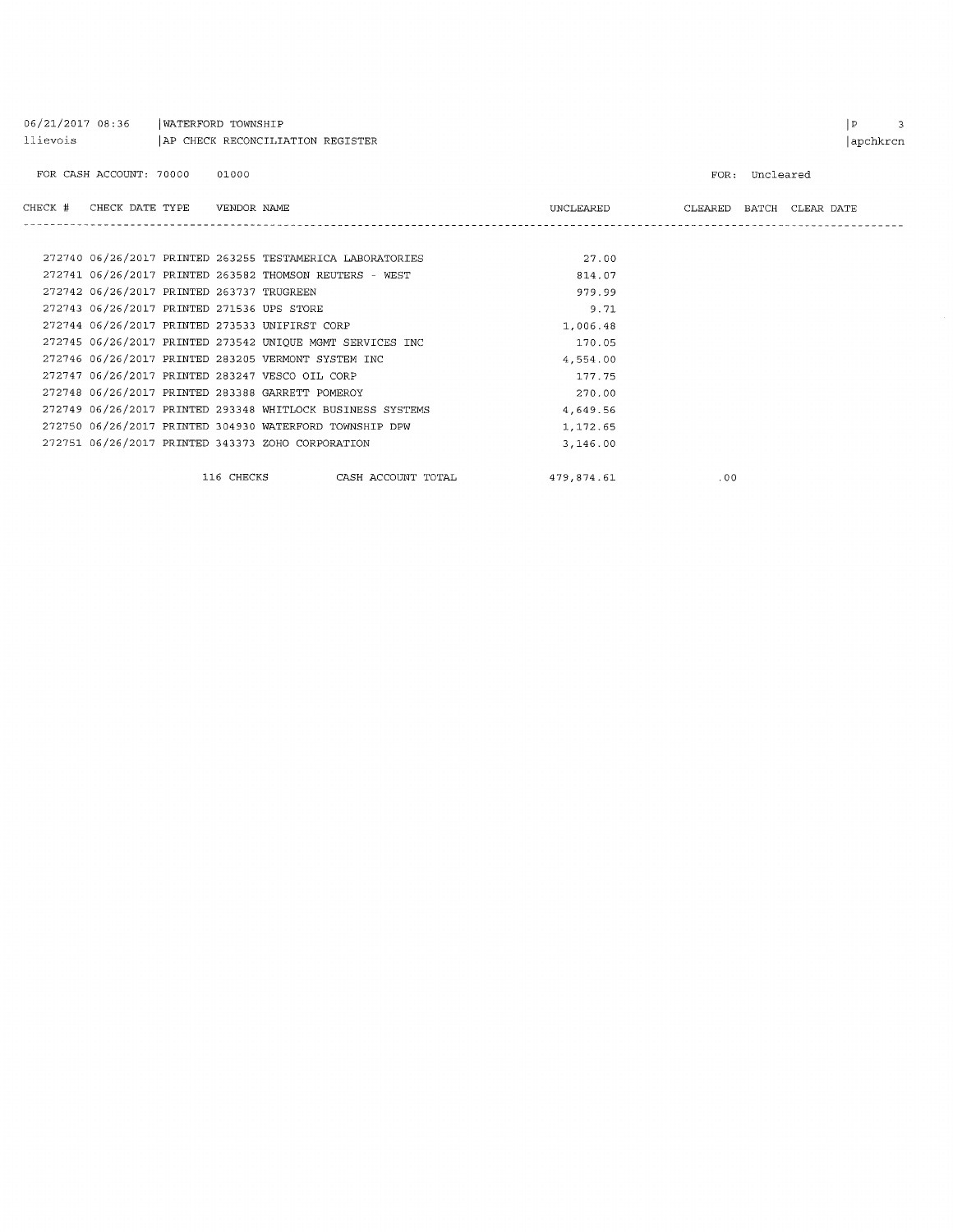06/21/2017 08:36 | WATERFORD TOWNSHIP
llievois | AP CHECK RECONCILIATION REGISTER

FOR CASH ACCOUNT: 70000 01000

FOR: Uncleared

| CHECK # | CHECK DATE | TYPE | VENDOR | NAME | UNCLEARED | CLEARED | BATCH | CLEAR DATE |
|---|---|---|---|---|---|---|---|---|
| 272740 | 06/26/2017 | PRINTED | 263255 | TESTAMERICA LABORATORIES | 27.00 | | | |
| 272741 | 06/26/2017 | PRINTED | 263582 | THOMSON REUTERS - WEST | 814.07 | | | |
| 272742 | 06/26/2017 | PRINTED | 263737 | TRUGREEN | 979.99 | | | |
| 272743 | 06/26/2017 | PRINTED | 271536 | UPS STORE | 9.71 | | | |
| 272744 | 06/26/2017 | PRINTED | 273533 | UNIFIRST CORP | 1,006.48 | | | |
| 272745 | 06/26/2017 | PRINTED | 273542 | UNIQUE MGMT SERVICES INC | 170.05 | | | |
| 272746 | 06/26/2017 | PRINTED | 283205 | VERMONT SYSTEM INC | 4,554.00 | | | |
| 272747 | 06/26/2017 | PRINTED | 283247 | VESCO OIL CORP | 177.75 | | | |
| 272748 | 06/26/2017 | PRINTED | 283388 | GARRETT POMEROY | 270.00 | | | |
| 272749 | 06/26/2017 | PRINTED | 293348 | WHITLOCK BUSINESS SYSTEMS | 4,649.56 | | | |
| 272750 | 06/26/2017 | PRINTED | 304930 | WATERFORD TOWNSHIP DPW | 1,172.65 | | | |
| 272751 | 06/26/2017 | PRINTED | 343373 | ZOHO CORPORATION | 3,146.00 | | | |
| | | 116 CHECKS | | CASH ACCOUNT TOTAL | 479,874.61 | .00 | | |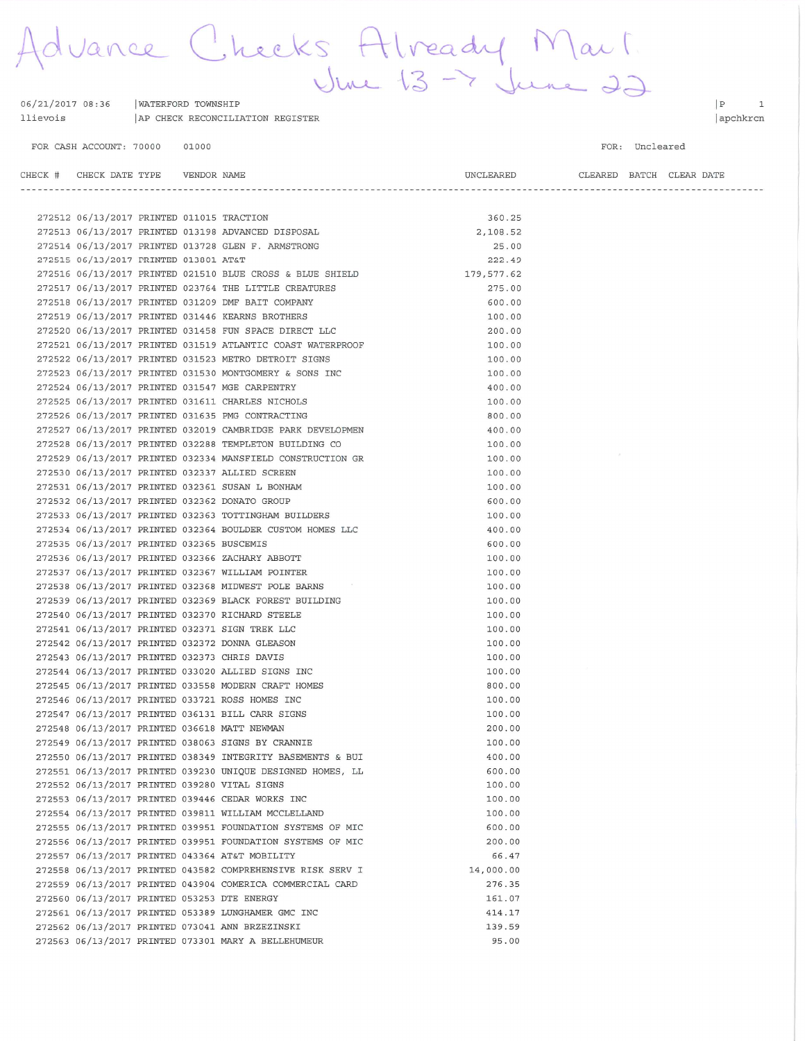Advance Checks Already Mail
June 13 -> June 22

06/21/2017 08:36 | WATERFORD TOWNSHIP
llievois | AP CHECK RECONCILIATION REGISTER

FOR CASH ACCOUNT: 70000 01000

FOR: Uncleared

| CHECK # | CHECK DATE | TYPE | VENDOR | NAME | UNCLEARED | CLEARED | BATCH | CLEAR DATE |
|---|---|---|---|---|---|---|---|---|
| 272512 | 06/13/2017 | PRINTED | 011015 | TRACTION | 360.25 | | | |
| 272513 | 06/13/2017 | PRINTED | 013198 | ADVANCED DISPOSAL | 2,108.52 | | | |
| 272514 | 06/13/2017 | PRINTED | 013728 | GLEN F. ARMSTRONG | 25.00 | | | |
| 272515 | 06/13/2017 | PRINTED | 013801 | AT&T | 222.49 | | | |
| 272516 | 06/13/2017 | PRINTED | 021510 | BLUE CROSS & BLUE SHIELD | 179,577.62 | | | |
| 272517 | 06/13/2017 | PRINTED | 023764 | THE LITTLE CREATURES | 275.00 | | | |
| 272518 | 06/13/2017 | PRINTED | 031209 | DMF BAIT COMPANY | 600.00 | | | |
| 272519 | 06/13/2017 | PRINTED | 031446 | KEARNS BROTHERS | 100.00 | | | |
| 272520 | 06/13/2017 | PRINTED | 031458 | FUN SPACE DIRECT LLC | 200.00 | | | |
| 272521 | 06/13/2017 | PRINTED | 031519 | ATLANTIC COAST WATERPROOF | 100.00 | | | |
| 272522 | 06/13/2017 | PRINTED | 031523 | METRO DETROIT SIGNS | 100.00 | | | |
| 272523 | 06/13/2017 | PRINTED | 031530 | MONTGOMERY & SONS INC | 100.00 | | | |
| 272524 | 06/13/2017 | PRINTED | 031547 | MGE CARPENTRY | 400.00 | | | |
| 272525 | 06/13/2017 | PRINTED | 031611 | CHARLES NICHOLS | 100.00 | | | |
| 272526 | 06/13/2017 | PRINTED | 031635 | PMG CONTRACTING | 800.00 | | | |
| 272527 | 06/13/2017 | PRINTED | 032019 | CAMBRIDGE PARK DEVELOPMEN | 400.00 | | | |
| 272528 | 06/13/2017 | PRINTED | 032288 | TEMPLETON BUILDING CO | 100.00 | | | |
| 272529 | 06/13/2017 | PRINTED | 032334 | MANSFIELD CONSTRUCTION GR | 100.00 | | | |
| 272530 | 06/13/2017 | PRINTED | 032337 | ALLIED SCREEN | 100.00 | | | |
| 272531 | 06/13/2017 | PRINTED | 032361 | SUSAN L BONHAM | 100.00 | | | |
| 272532 | 06/13/2017 | PRINTED | 032362 | DONATO GROUP | 600.00 | | | |
| 272533 | 06/13/2017 | PRINTED | 032363 | TOTTINGHAM BUILDERS | 100.00 | | | |
| 272534 | 06/13/2017 | PRINTED | 032364 | BOULDER CUSTOM HOMES LLC | 400.00 | | | |
| 272535 | 06/13/2017 | PRINTED | 032365 | BUSCEMIS | 600.00 | | | |
| 272536 | 06/13/2017 | PRINTED | 032366 | ZACHARY ABBOTT | 100.00 | | | |
| 272537 | 06/13/2017 | PRINTED | 032367 | WILLIAM POINTER | 100.00 | | | |
| 272538 | 06/13/2017 | PRINTED | 032368 | MIDWEST POLE BARNS | 100.00 | | | |
| 272539 | 06/13/2017 | PRINTED | 032369 | BLACK FOREST BUILDING | 100.00 | | | |
| 272540 | 06/13/2017 | PRINTED | 032370 | RICHARD STEELE | 100.00 | | | |
| 272541 | 06/13/2017 | PRINTED | 032371 | SIGN TREK LLC | 100.00 | | | |
| 272542 | 06/13/2017 | PRINTED | 032372 | DONNA GLEASON | 100.00 | | | |
| 272543 | 06/13/2017 | PRINTED | 032373 | CHRIS DAVIS | 100.00 | | | |
| 272544 | 06/13/2017 | PRINTED | 033020 | ALLIED SIGNS INC | 100.00 | | | |
| 272545 | 06/13/2017 | PRINTED | 033558 | MODERN CRAFT HOMES | 800.00 | | | |
| 272546 | 06/13/2017 | PRINTED | 033721 | ROSS HOMES INC | 100.00 | | | |
| 272547 | 06/13/2017 | PRINTED | 036131 | BILL CARR SIGNS | 100.00 | | | |
| 272548 | 06/13/2017 | PRINTED | 036618 | MATT NEWMAN | 200.00 | | | |
| 272549 | 06/13/2017 | PRINTED | 038063 | SIGNS BY CRANNIE | 100.00 | | | |
| 272550 | 06/13/2017 | PRINTED | 038349 | INTEGRITY BASEMENTS & BUI | 400.00 | | | |
| 272551 | 06/13/2017 | PRINTED | 039230 | UNIQUE DESIGNED HOMES, LL | 600.00 | | | |
| 272552 | 06/13/2017 | PRINTED | 039280 | VITAL SIGNS | 100.00 | | | |
| 272553 | 06/13/2017 | PRINTED | 039446 | CEDAR WORKS INC | 100.00 | | | |
| 272554 | 06/13/2017 | PRINTED | 039811 | WILLIAM MCCLELLAND | 100.00 | | | |
| 272555 | 06/13/2017 | PRINTED | 039951 | FOUNDATION SYSTEMS OF MIC | 600.00 | | | |
| 272556 | 06/13/2017 | PRINTED | 039951 | FOUNDATION SYSTEMS OF MIC | 200.00 | | | |
| 272557 | 06/13/2017 | PRINTED | 043364 | AT&T MOBILITY | 66.47 | | | |
| 272558 | 06/13/2017 | PRINTED | 043582 | COMPREHENSIVE RISK SERV I | 14,000.00 | | | |
| 272559 | 06/13/2017 | PRINTED | 043904 | COMERICA COMMERCIAL CARD | 276.35 | | | |
| 272560 | 06/13/2017 | PRINTED | 053253 | DTE ENERGY | 161.07 | | | |
| 272561 | 06/13/2017 | PRINTED | 053389 | LUNGHAMER GMC INC | 414.17 | | | |
| 272562 | 06/13/2017 | PRINTED | 073041 | ANN BRZEZINSKI | 139.59 | | | |
| 272563 | 06/13/2017 | PRINTED | 073301 | MARY A BELLEHUMEUR | 95.00 | | | |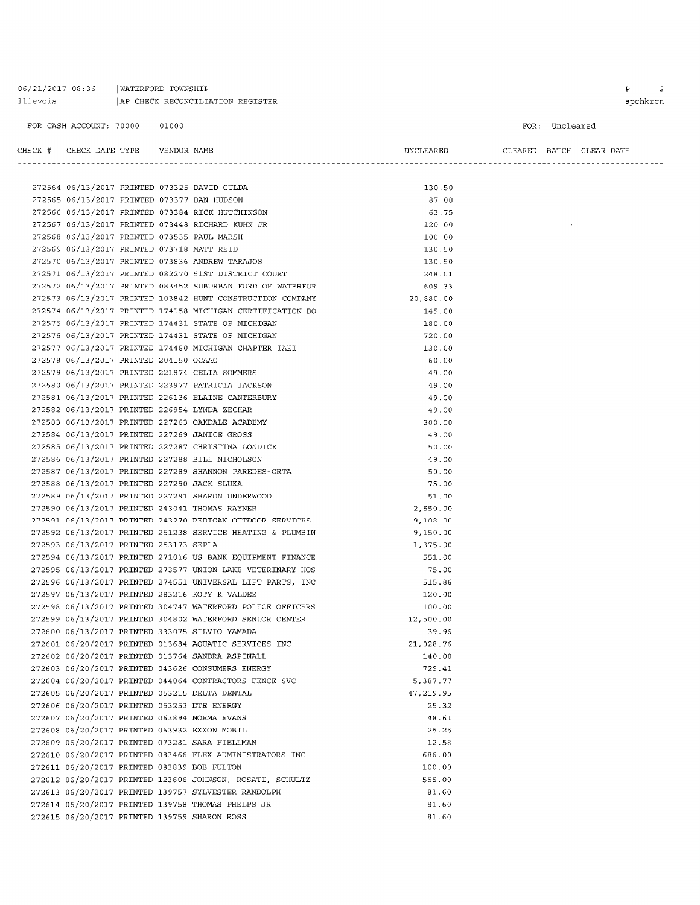06/21/2017 08:36 | WATERFORD TOWNSHIP
llievois | AP CHECK RECONCILIATION REGISTER

FOR CASH ACCOUNT: 70000 01000

FOR: Uncleared

| CHECK # | CHECK DATE | TYPE | VENDOR | NAME | UNCLEARED | CLEARED | BATCH | CLEAR DATE |
|---|---|---|---|---|---|---|---|---|
| 272564 | 06/13/2017 | PRINTED | 073325 | DAVID GULDA | 130.50 | | | |
| 272565 | 06/13/2017 | PRINTED | 073377 | DAN HUDSON | 87.00 | | | |
| 272566 | 06/13/2017 | PRINTED | 073384 | RICK HUTCHINSON | 63.75 | | | |
| 272567 | 06/13/2017 | PRINTED | 073448 | RICHARD KUHN JR | 120.00 | | | |
| 272568 | 06/13/2017 | PRINTED | 073535 | PAUL MARSH | 100.00 | | | |
| 272569 | 06/13/2017 | PRINTED | 073718 | MATT REID | 130.50 | | | |
| 272570 | 06/13/2017 | PRINTED | 073836 | ANDREW TARAJOS | 130.50 | | | |
| 272571 | 06/13/2017 | PRINTED | 082270 | 51ST DISTRICT COURT | 248.01 | | | |
| 272572 | 06/13/2017 | PRINTED | 083452 | SUBURBAN FORD OF WATERFOR | 609.33 | | | |
| 272573 | 06/13/2017 | PRINTED | 103842 | HUNT CONSTRUCTION COMPANY | 20,880.00 | | | |
| 272574 | 06/13/2017 | PRINTED | 174158 | MICHIGAN CERTIFICATION BO | 145.00 | | | |
| 272575 | 06/13/2017 | PRINTED | 174431 | STATE OF MICHIGAN | 180.00 | | | |
| 272576 | 06/13/2017 | PRINTED | 174431 | STATE OF MICHIGAN | 720.00 | | | |
| 272577 | 06/13/2017 | PRINTED | 174480 | MICHIGAN CHAPTER IAEI | 130.00 | | | |
| 272578 | 06/13/2017 | PRINTED | 204150 | OCAAO | 60.00 | | | |
| 272579 | 06/13/2017 | PRINTED | 221874 | CELIA SOMMERS | 49.00 | | | |
| 272580 | 06/13/2017 | PRINTED | 223977 | PATRICIA JACKSON | 49.00 | | | |
| 272581 | 06/13/2017 | PRINTED | 226136 | ELAINE CANTERBURY | 49.00 | | | |
| 272582 | 06/13/2017 | PRINTED | 226954 | LYNDA ZECHAR | 49.00 | | | |
| 272583 | 06/13/2017 | PRINTED | 227263 | OAKDALE ACADEMY | 300.00 | | | |
| 272584 | 06/13/2017 | PRINTED | 227269 | JANICE GROSS | 49.00 | | | |
| 272585 | 06/13/2017 | PRINTED | 227287 | CHRISTINA LONDICK | 50.00 | | | |
| 272586 | 06/13/2017 | PRINTED | 227288 | BILL NICHOLSON | 49.00 | | | |
| 272587 | 06/13/2017 | PRINTED | 227289 | SHANNON PAREDES-ORTA | 50.00 | | | |
| 272588 | 06/13/2017 | PRINTED | 227290 | JACK SLUKA | 75.00 | | | |
| 272589 | 06/13/2017 | PRINTED | 227291 | SHARON UNDERWOOD | 51.00 | | | |
| 272590 | 06/13/2017 | PRINTED | 243041 | THOMAS RAYNER | 2,550.00 | | | |
| 272591 | 06/13/2017 | PRINTED | 243270 | REDIGAN OUTDOOR SERVICES | 9,108.00 | | | |
| 272592 | 06/13/2017 | PRINTED | 251238 | SERVICE HEATING & PLUMBIN | 9,150.00 | | | |
| 272593 | 06/13/2017 | PRINTED | 253173 | SEPLA | 1,375.00 | | | |
| 272594 | 06/13/2017 | PRINTED | 271016 | US BANK EQUIPMENT FINANCE | 551.00 | | | |
| 272595 | 06/13/2017 | PRINTED | 273577 | UNION LAKE VETERINARY HOS | 75.00 | | | |
| 272596 | 06/13/2017 | PRINTED | 274551 | UNIVERSAL LIFT PARTS, INC | 515.86 | | | |
| 272597 | 06/13/2017 | PRINTED | 283216 | KOTY K VALDEZ | 120.00 | | | |
| 272598 | 06/13/2017 | PRINTED | 304747 | WATERFORD POLICE OFFICERS | 100.00 | | | |
| 272599 | 06/13/2017 | PRINTED | 304802 | WATERFORD SENIOR CENTER | 12,500.00 | | | |
| 272600 | 06/13/2017 | PRINTED | 333075 | SILVIO YAMADA | 39.96 | | | |
| 272601 | 06/20/2017 | PRINTED | 013684 | AQUATIC SERVICES INC | 21,028.76 | | | |
| 272602 | 06/20/2017 | PRINTED | 013764 | SANDRA ASPINALL | 140.00 | | | |
| 272603 | 06/20/2017 | PRINTED | 043626 | CONSUMERS ENERGY | 729.41 | | | |
| 272604 | 06/20/2017 | PRINTED | 044064 | CONTRACTORS FENCE SVC | 5,387.77 | | | |
| 272605 | 06/20/2017 | PRINTED | 053215 | DELTA DENTAL | 47,219.95 | | | |
| 272606 | 06/20/2017 | PRINTED | 053253 | DTE ENERGY | 25.32 | | | |
| 272607 | 06/20/2017 | PRINTED | 063894 | NORMA EVANS | 48.61 | | | |
| 272608 | 06/20/2017 | PRINTED | 063932 | EXXON MOBIL | 25.25 | | | |
| 272609 | 06/20/2017 | PRINTED | 073281 | SARA FIELLMAN | 12.58 | | | |
| 272610 | 06/20/2017 | PRINTED | 083466 | FLEX ADMINISTRATORS INC | 686.00 | | | |
| 272611 | 06/20/2017 | PRINTED | 083839 | BOB FULTON | 100.00 | | | |
| 272612 | 06/20/2017 | PRINTED | 123606 | JOHNSON, ROSATI, SCHULTZ | 555.00 | | | |
| 272613 | 06/20/2017 | PRINTED | 139757 | SYLVESTER RANDOLPH | 81.60 | | | |
| 272614 | 06/20/2017 | PRINTED | 139758 | THOMAS PHELPS JR | 81.60 | | | |
| 272615 | 06/20/2017 | PRINTED | 139759 | SHARON ROSS | 81.60 | | | |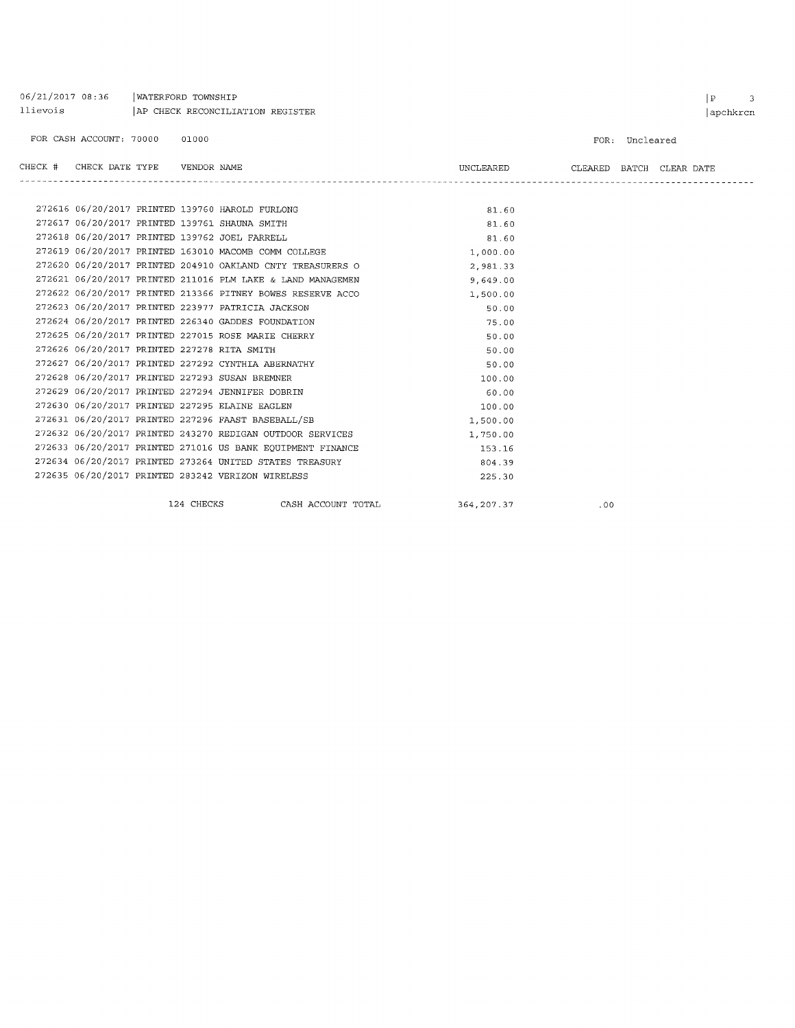06/21/2017 08:36 | WATERFORD TOWNSHIP
llievois | AP CHECK RECONCILIATION REGISTER

FOR CASH ACCOUNT: 70000 01000

FOR: Uncleared

| CHECK # | CHECK DATE | TYPE | VENDOR NAME | | UNCLEARED | CLEARED | BATCH | CLEAR DATE |
|---|---|---|---|---|---|---|---|---|
| 272616 | 06/20/2017 | PRINTED | 139760 | HAROLD FURLONG | 81.60 | | | |
| 272617 | 06/20/2017 | PRINTED | 139761 | SHAUNA SMITH | 81.60 | | | |
| 272618 | 06/20/2017 | PRINTED | 139762 | JOEL FARRELL | 81.60 | | | |
| 272619 | 06/20/2017 | PRINTED | 163010 | MACOMB COMM COLLEGE | 1,000.00 | | | |
| 272620 | 06/20/2017 | PRINTED | 204910 | OAKLAND CNTY TREASURERS O | 2,981.33 | | | |
| 272621 | 06/20/2017 | PRINTED | 211016 | PLM LAKE & LAND MANAGEMEN | 9,649.00 | | | |
| 272622 | 06/20/2017 | PRINTED | 213366 | PITNEY BOWES RESERVE ACCO | 1,500.00 | | | |
| 272623 | 06/20/2017 | PRINTED | 223977 | PATRICIA JACKSON | 50.00 | | | |
| 272624 | 06/20/2017 | PRINTED | 226340 | GADDES FOUNDATION | 75.00 | | | |
| 272625 | 06/20/2017 | PRINTED | 227015 | ROSE MARIE CHERRY | 50.00 | | | |
| 272626 | 06/20/2017 | PRINTED | 227278 | RITA SMITH | 50.00 | | | |
| 272627 | 06/20/2017 | PRINTED | 227292 | CYNTHIA ABERNATHY | 50.00 | | | |
| 272628 | 06/20/2017 | PRINTED | 227293 | SUSAN BREMNER | 100.00 | | | |
| 272629 | 06/20/2017 | PRINTED | 227294 | JENNIFER DOBRIN | 60.00 | | | |
| 272630 | 06/20/2017 | PRINTED | 227295 | ELAINE EAGLEN | 100.00 | | | |
| 272631 | 06/20/2017 | PRINTED | 227296 | FAAST BASEBALL/SB | 1,500.00 | | | |
| 272632 | 06/20/2017 | PRINTED | 243270 | REDIGAN OUTDOOR SERVICES | 1,750.00 | | | |
| 272633 | 06/20/2017 | PRINTED | 271016 | US BANK EQUIPMENT FINANCE | 153.16 | | | |
| 272634 | 06/20/2017 | PRINTED | 273264 | UNITED STATES TREASURY | 804.39 | | | |
| 272635 | 06/20/2017 | PRINTED | 283242 | VERIZON WIRELESS | 225.30 | | | |
| | | | 124 CHECKS | CASH ACCOUNT TOTAL | 364,207.37 | .00 | | |